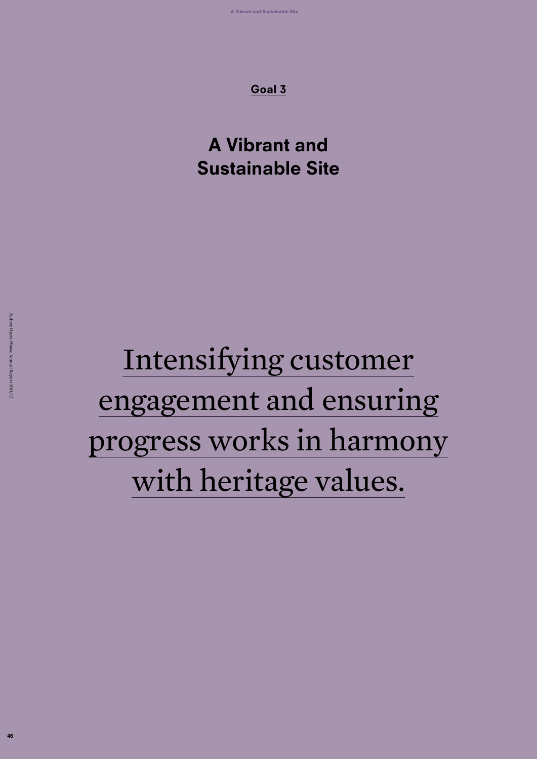Goal 3

# A Vibrant and Sustainable Site

Intensifying customer engagement and ensuring progress works in harmony with heritage values.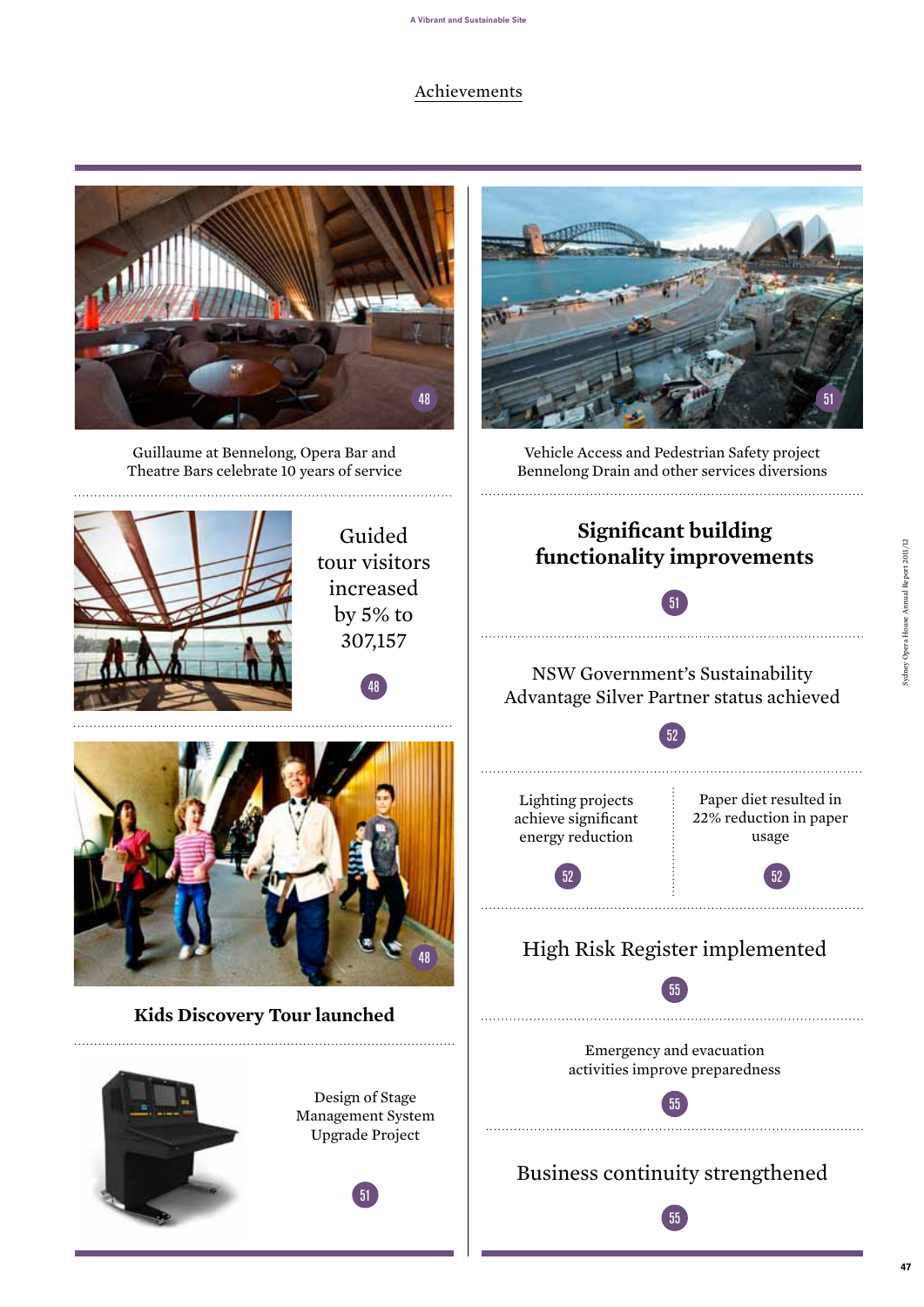## Achievements

Guillaume at Bennelong, Opera Bar and Theatre Bars celebrate 10 years of service

48

Guided tour visitors increased by 5% to 307,157

48

**Kids Discovery Tour launched**

48

Design of Stage Management System Upgrade Project

51

Vehicle Access and Pedestrian Safety project Bennelong Drain and other services diversions

51

**Significant building functionality improvements**

51

NSW Government's Sustainability Advantage Silver Partner status achieved

52

Lighting projects achieve significant energy reduction

52

Paper diet resulted in 22% reduction in paper usage

52

High Risk Register implemented

55

Emergency and evacuation activities improve preparedness

55

Business continuity strengthened

55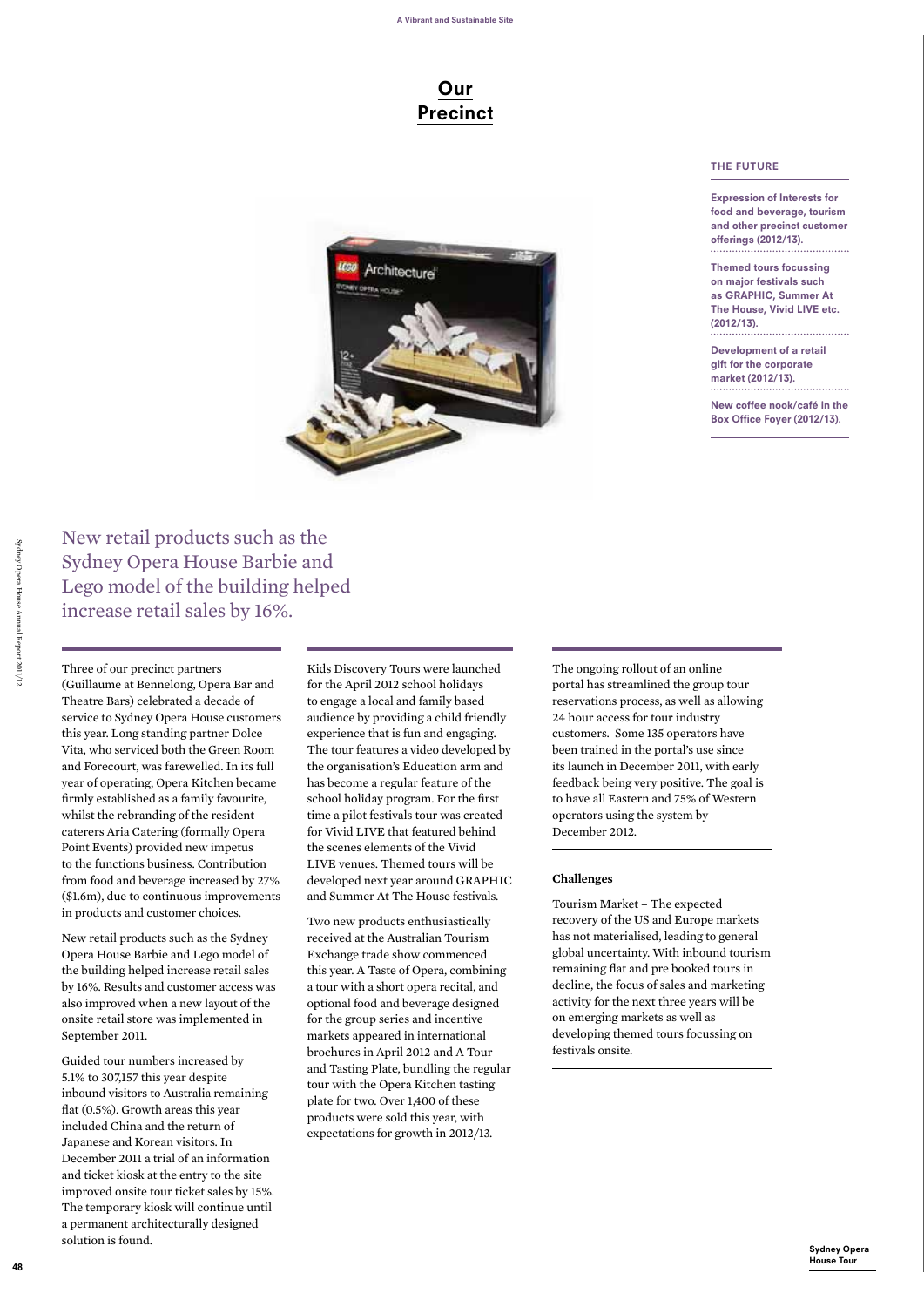# Our Precinct

### THE FUTURE

**Expression of Interests for food and beverage, tourism and other precinct customer offerings (2012/13).**

**Themed tours focussing on major festivals such as GRAPHIC, Summer At The House, Vivid LIVE etc. (2012/13).**

**Development of a retail gift for the corporate market (2012/13).**

**New coffee nook/café in the Box Office Foyer (2012/13).**

New retail products such as the Sydney Opera House Barbie and Lego model of the building helped increase retail sales by 16%.

Three of our precinct partners (Guillaume at Bennelong, Opera Bar and Theatre Bars) celebrated a decade of service to Sydney Opera House customers this year. Long standing partner Dolce Vita, who serviced both the Green Room and Forecourt, was farewelled. In its full year of operating, Opera Kitchen became firmly established as a family favourite, whilst the rebranding of the resident caterers Aria Catering (formally Opera Point Events) provided new impetus to the functions business. Contribution from food and beverage increased by 27% ($1.6m), due to continuous improvements in products and customer choices.

New retail products such as the Sydney Opera House Barbie and Lego model of the building helped increase retail sales by 16%. Results and customer access was also improved when a new layout of the onsite retail store was implemented in September 2011.

Guided tour numbers increased by 5.1% to 307,157 this year despite inbound visitors to Australia remaining flat (0.5%). Growth areas this year included China and the return of Japanese and Korean visitors. In December 2011 a trial of an information and ticket kiosk at the entry to the site improved onsite tour ticket sales by 15%. The temporary kiosk will continue until a permanent architecturally designed solution is found.

Kids Discovery Tours were launched for the April 2012 school holidays to engage a local and family based audience by providing a child friendly experience that is fun and engaging. The tour features a video developed by the organisation's Education arm and has become a regular feature of the school holiday program. For the first time a pilot festivals tour was created for Vivid LIVE that featured behind the scenes elements of the Vivid LIVE venues. Themed tours will be developed next year around GRAPHIC and Summer At The House festivals.

Two new products enthusiastically received at the Australian Tourism Exchange trade show commenced this year. A Taste of Opera, combining a tour with a short opera recital, and optional food and beverage designed for the group series and incentive markets appeared in international brochures in April 2012 and A Tour and Tasting Plate, bundling the regular tour with the Opera Kitchen tasting plate for two. Over 1,400 of these products were sold this year, with expectations for growth in 2012/13.

The ongoing rollout of an online portal has streamlined the group tour reservations process, as well as allowing 24 hour access for tour industry customers. Some 135 operators have been trained in the portal's use since its launch in December 2011, with early feedback being very positive. The goal is to have all Eastern and 75% of Western operators using the system by December 2012.

### Challenges

Tourism Market – The expected recovery of the US and Europe markets has not materialised, leading to general global uncertainty. With inbound tourism remaining flat and pre booked tours in decline, the focus of sales and marketing activity for the next three years will be on emerging markets as well as developing themed tours focussing on festivals onsite.

Sydney Opera House Tour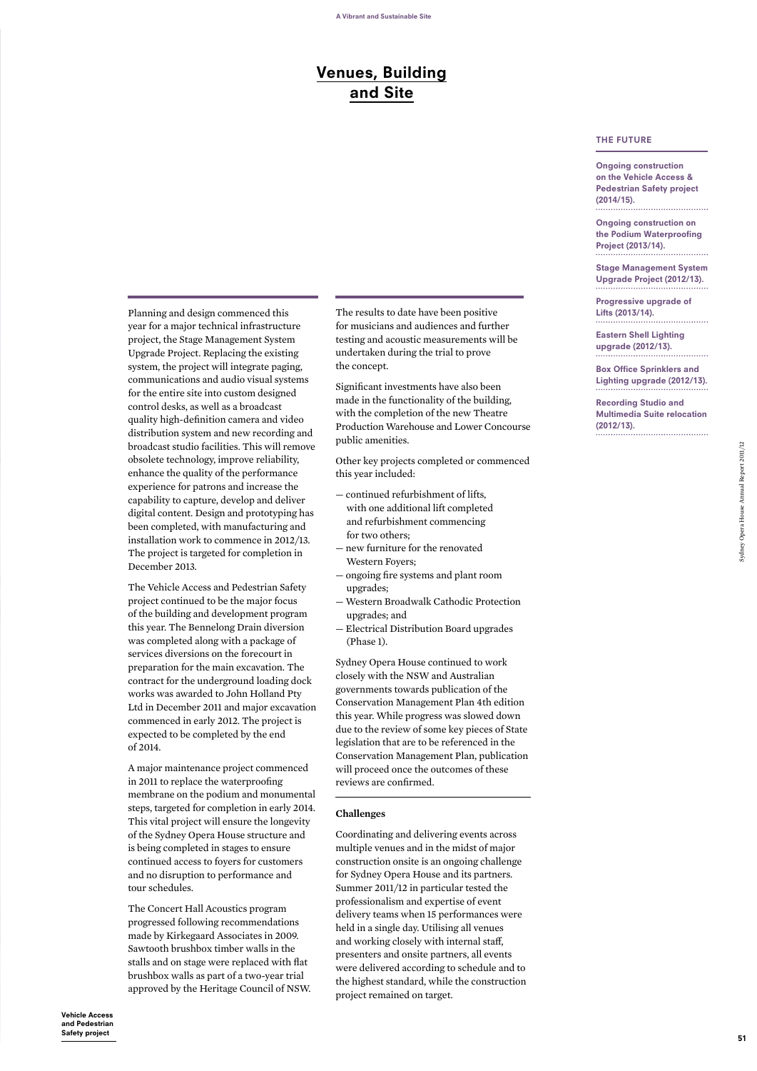# Venues, Building and Site

Planning and design commenced this year for a major technical infrastructure project, the Stage Management System Upgrade Project. Replacing the existing system, the project will integrate paging, communications and audio visual systems for the entire site into custom designed control desks, as well as a broadcast quality high-definition camera and video distribution system and new recording and broadcast studio facilities. This will remove obsolete technology, improve reliability, enhance the quality of the performance experience for patrons and increase the capability to capture, develop and deliver digital content. Design and prototyping has been completed, with manufacturing and installation work to commence in 2012/13. The project is targeted for completion in December 2013.

The Vehicle Access and Pedestrian Safety project continued to be the major focus of the building and development program this year. The Bennelong Drain diversion was completed along with a package of services diversions on the forecourt in preparation for the main excavation. The contract for the underground loading dock works was awarded to John Holland Pty Ltd in December 2011 and major excavation commenced in early 2012. The project is expected to be completed by the end of 2014.

A major maintenance project commenced in 2011 to replace the waterproofing membrane on the podium and monumental steps, targeted for completion in early 2014. This vital project will ensure the longevity of the Sydney Opera House structure and is being completed in stages to ensure continued access to foyers for customers and no disruption to performance and tour schedules.

The Concert Hall Acoustics program progressed following recommendations made by Kirkegaard Associates in 2009. Sawtooth brushbox timber walls in the stalls and on stage were replaced with flat brushbox walls as part of a two-year trial approved by the Heritage Council of NSW. The results to date have been positive for musicians and audiences and further testing and acoustic measurements will be undertaken during the trial to prove the concept.

Significant investments have also been made in the functionality of the building, with the completion of the new Theatre Production Warehouse and Lower Concourse public amenities.

Other key projects completed or commenced this year included:

- continued refurbishment of lifts, with one additional lift completed and refurbishment commencing for two others;
- new furniture for the renovated Western Foyers;
- ongoing fire systems and plant room upgrades;
- Western Broadwalk Cathodic Protection upgrades; and
- Electrical Distribution Board upgrades (Phase 1).

Sydney Opera House continued to work closely with the NSW and Australian governments towards publication of the Conservation Management Plan 4th edition this year. While progress was slowed down due to the review of some key pieces of State legislation that are to be referenced in the Conservation Management Plan, publication will proceed once the outcomes of these reviews are confirmed.

### Challenges

Coordinating and delivering events across multiple venues and in the midst of major construction onsite is an ongoing challenge for Sydney Opera House and its partners. Summer 2011/12 in particular tested the professionalism and expertise of event delivery teams when 15 performances were held in a single day. Utilising all venues and working closely with internal staff, presenters and onsite partners, all events were delivered according to schedule and to the highest standard, while the construction project remained on target.

### The Future

**Ongoing construction on the Vehicle Access & Pedestrian Safety project (2014/15).**

**Ongoing construction on the Podium Waterproofing Project (2013/14).**

**Stage Management System Upgrade Project (2012/13).**

**Progressive upgrade of Lifts (2013/14).**

**Eastern Shell Lighting upgrade (2012/13).**

**Box Office Sprinklers and Lighting upgrade (2012/13).**

**Recording Studio and Multimedia Suite relocation (2012/13).**

Vehicle Access and Pedestrian Safety project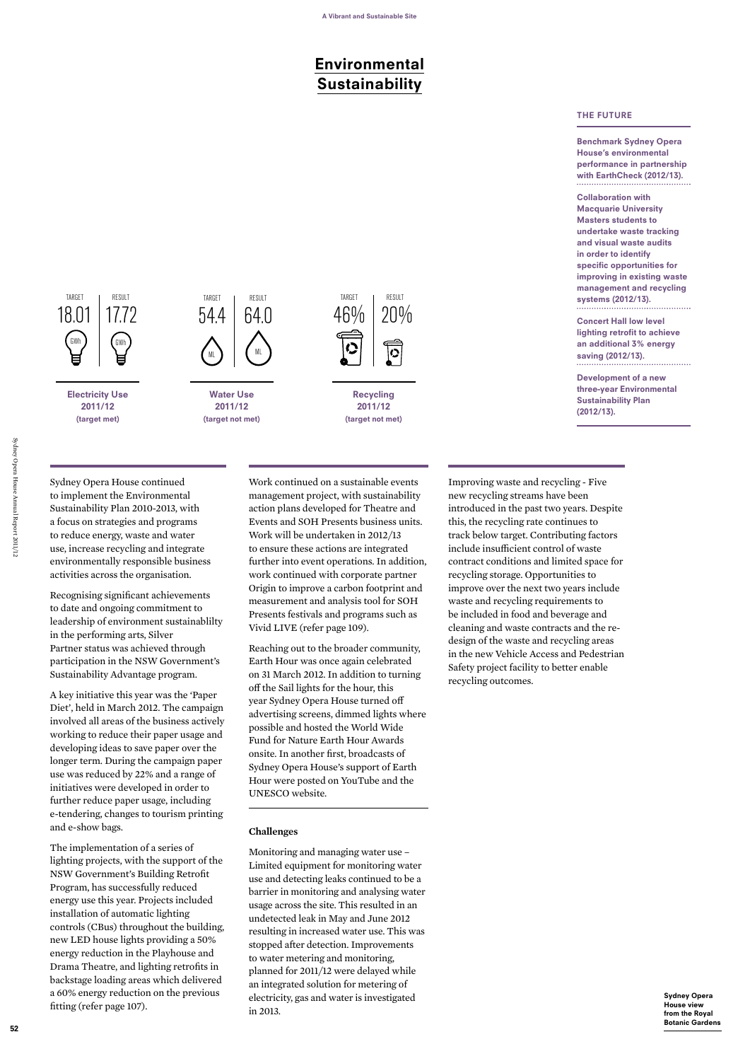# Environmental Sustainability

| | Target | Result |
|---|---|---|
| **Electricity Use 2011/12 (target met)** | 18.01 GWh | 17.72 GWh |
| **Water Use 2011/12 (target not met)** | 54.4 ML | 64.0 ML |
| **Recycling 2011/12 (target not met)** | 46% | 20% |

### THE FUTURE

**Benchmark Sydney Opera House's environmental performance in partnership with EarthCheck (2012/13).**

**Collaboration with Macquarie University Masters students to undertake waste tracking and visual waste audits in order to identify specific opportunities for improving in existing waste management and recycling systems (2012/13).**

**Concert Hall low level lighting retrofit to achieve an additional 3% energy saving (2012/13).**

**Development of a new three-year Environmental Sustainability Plan (2012/13).**

Sydney Opera House continued to implement the Environmental Sustainability Plan 2010-2013, with a focus on strategies and programs to reduce energy, waste and water use, increase recycling and integrate environmentally responsible business activities across the organisation.

Recognising significant achievements to date and ongoing commitment to leadership of environment sustainablilty in the performing arts, Silver Partner status was achieved through participation in the NSW Government's Sustainability Advantage program.

A key initiative this year was the 'Paper Diet', held in March 2012. The campaign involved all areas of the business actively working to reduce their paper usage and developing ideas to save paper over the longer term. During the campaign paper use was reduced by 22% and a range of initiatives were developed in order to further reduce paper usage, including e-tendering, changes to tourism printing and e-show bags.

The implementation of a series of lighting projects, with the support of the NSW Government's Building Retrofit Program, has successfully reduced energy use this year. Projects included installation of automatic lighting controls (CBus) throughout the building, new LED house lights providing a 50% energy reduction in the Playhouse and Drama Theatre, and lighting retrofits in backstage loading areas which delivered a 60% energy reduction on the previous fitting (refer page 107).

Work continued on a sustainable events management project, with sustainability action plans developed for Theatre and Events and SOH Presents business units. Work will be undertaken in 2012/13 to ensure these actions are integrated further into event operations. In addition, work continued with corporate partner Origin to improve a carbon footprint and measurement and analysis tool for SOH Presents festivals and programs such as Vivid LIVE (refer page 109).

Reaching out to the broader community, Earth Hour was once again celebrated on 31 March 2012. In addition to turning off the Sail lights for the hour, this year Sydney Opera House turned off advertising screens, dimmed lights where possible and hosted the World Wide Fund for Nature Earth Hour Awards onsite. In another first, broadcasts of Sydney Opera House's support of Earth Hour were posted on YouTube and the UNESCO website.

### Challenges

Monitoring and managing water use – Limited equipment for monitoring water use and detecting leaks continued to be a barrier in monitoring and analysing water usage across the site. This resulted in an undetected leak in May and June 2012 resulting in increased water use. This was stopped after detection. Improvements to water metering and monitoring, planned for 2011/12 were delayed while an integrated solution for metering of electricity, gas and water is investigated in 2013.

Improving waste and recycling - Five new recycling streams have been introduced in the past two years. Despite this, the recycling rate continues to track below target. Contributing factors include insufficient control of waste contract conditions and limited space for recycling storage. Opportunities to improve over the next two years include waste and recycling requirements to be included in food and beverage and cleaning and waste contracts and the re-design of the waste and recycling areas in the new Vehicle Access and Pedestrian Safety project facility to better enable recycling outcomes.

**Sydney Opera House view from the Royal Botanic Gardens**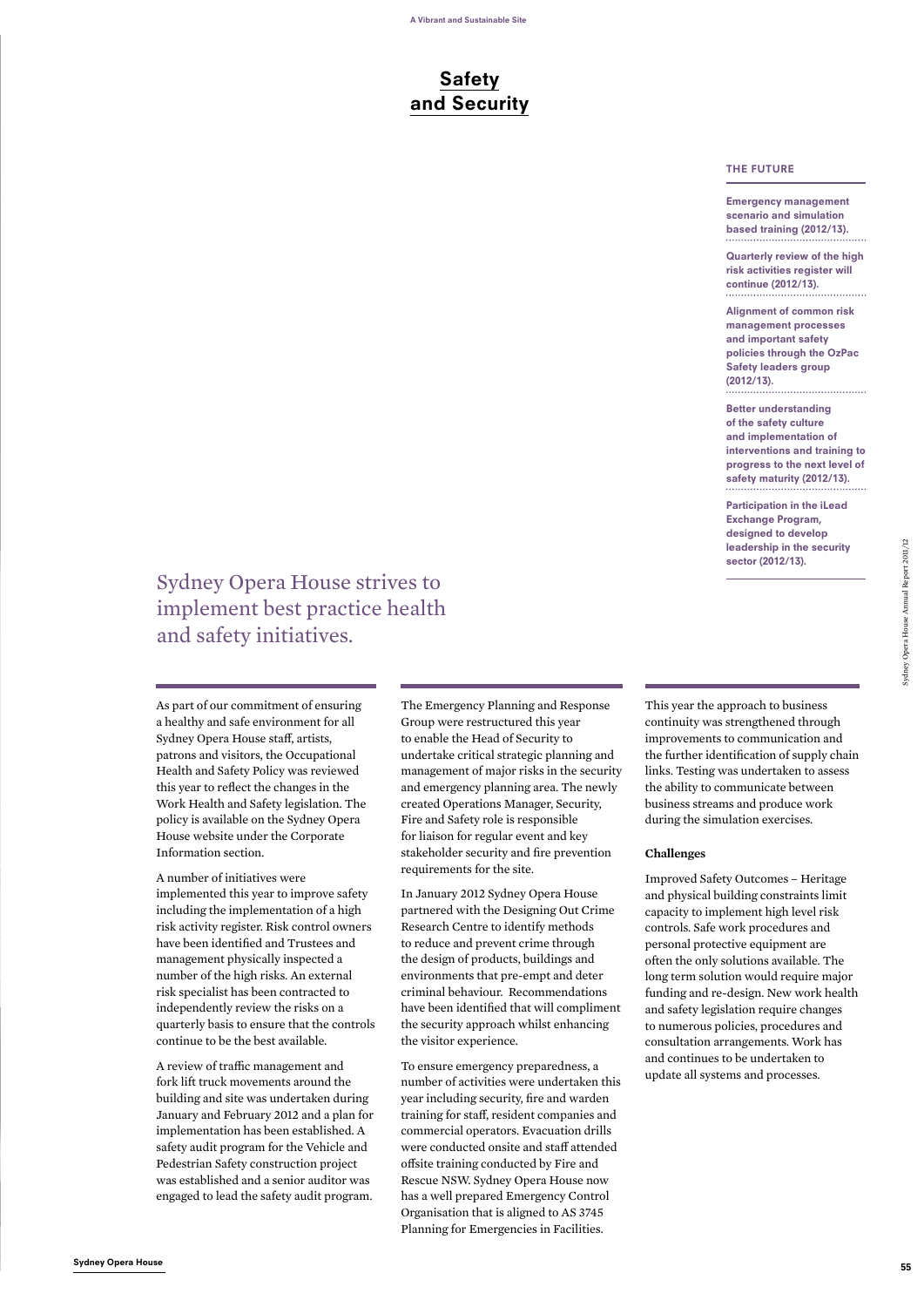# Safety and Security

### THE FUTURE

**Emergency management scenario and simulation based training (2012/13).**

**Quarterly review of the high risk activities register will continue (2012/13).**

**Alignment of common risk management processes and important safety policies through the OzPac Safety leaders group (2012/13).**

**Better understanding of the safety culture and implementation of interventions and training to progress to the next level of safety maturity (2012/13).**

**Participation in the iLead Exchange Program, designed to develop leadership in the security sector (2012/13).**

Sydney Opera House strives to implement best practice health and safety initiatives.

As part of our commitment of ensuring a healthy and safe environment for all Sydney Opera House staff, artists, patrons and visitors, the Occupational Health and Safety Policy was reviewed this year to reflect the changes in the Work Health and Safety legislation. The policy is available on the Sydney Opera House website under the Corporate Information section.

A number of initiatives were implemented this year to improve safety including the implementation of a high risk activity register. Risk control owners have been identified and Trustees and management physically inspected a number of the high risks. An external risk specialist has been contracted to independently review the risks on a quarterly basis to ensure that the controls continue to be the best available.

A review of traffic management and fork lift truck movements around the building and site was undertaken during January and February 2012 and a plan for implementation has been established. A safety audit program for the Vehicle and Pedestrian Safety construction project was established and a senior auditor was engaged to lead the safety audit program.

The Emergency Planning and Response Group were restructured this year to enable the Head of Security to undertake critical strategic planning and management of major risks in the security and emergency planning area. The newly created Operations Manager, Security, Fire and Safety role is responsible for liaison for regular event and key stakeholder security and fire prevention requirements for the site.

In January 2012 Sydney Opera House partnered with the Designing Out Crime Research Centre to identify methods to reduce and prevent crime through the design of products, buildings and environments that pre-empt and deter criminal behaviour. Recommendations have been identified that will compliment the security approach whilst enhancing the visitor experience.

To ensure emergency preparedness, a number of activities were undertaken this year including security, fire and warden training for staff, resident companies and commercial operators. Evacuation drills were conducted onsite and staff attended offsite training conducted by Fire and Rescue NSW. Sydney Opera House now has a well prepared Emergency Control Organisation that is aligned to AS 3745 Planning for Emergencies in Facilities.

This year the approach to business continuity was strengthened through improvements to communication and the further identification of supply chain links. Testing was undertaken to assess the ability to communicate between business streams and produce work during the simulation exercises.

#### Challenges

Improved Safety Outcomes – Heritage and physical building constraints limit capacity to implement high level risk controls. Safe work procedures and personal protective equipment are often the only solutions available. The long term solution would require major funding and re-design. New work health and safety legislation require changes to numerous policies, procedures and consultation arrangements. Work has and continues to be undertaken to update all systems and processes.